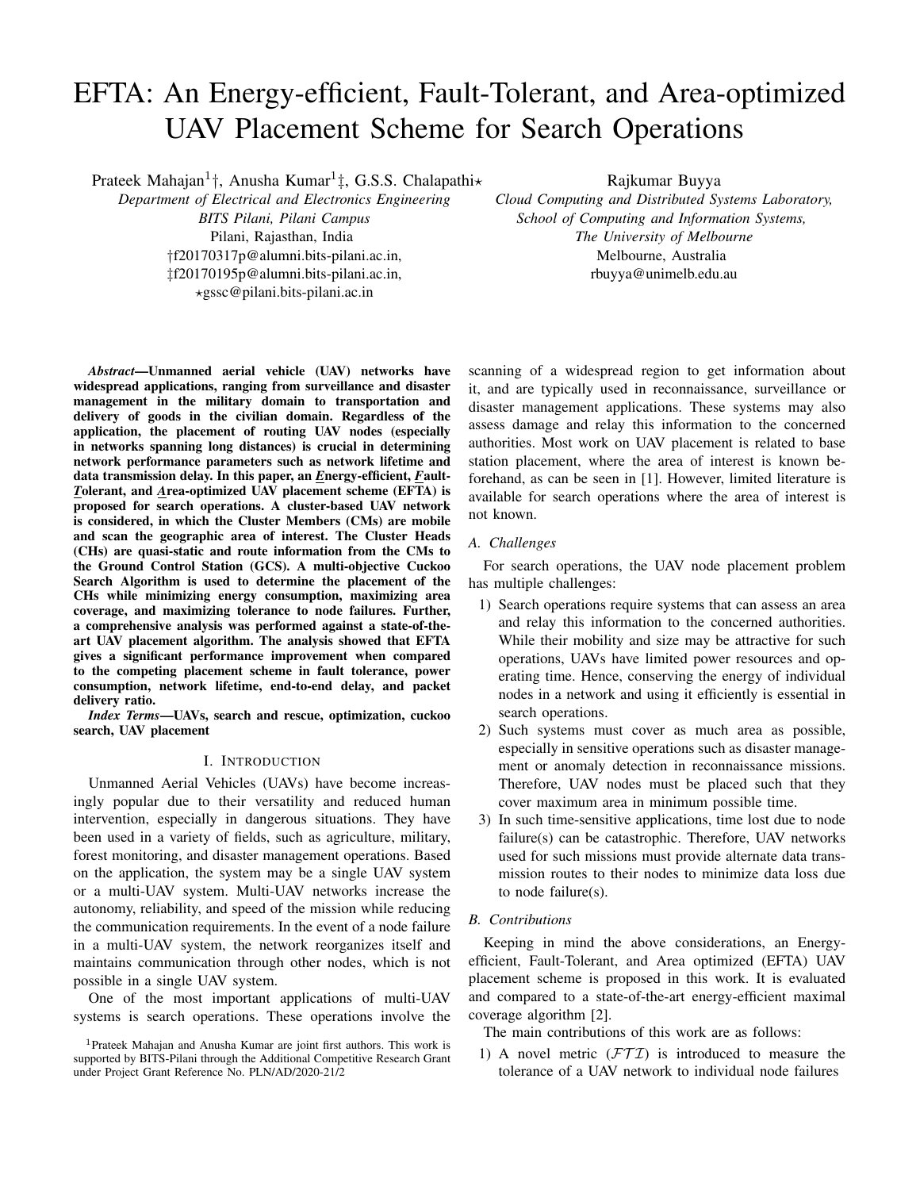# EFTA: An Energy-efficient, Fault-Tolerant, and Area-optimized UAV Placement Scheme for Search Operations

Prateek Mahajan[1]†, Anusha Kumar[1]‡, G.S.S. Chalapathi⋆
*Department of Electrical and Electronics Engineering*
*BITS Pilani, Pilani Campus*
Pilani, Rajasthan, India
†f20170317p@alumni.bits-pilani.ac.in,
‡f20170195p@alumni.bits-pilani.ac.in,
⋆gssc@pilani.bits-pilani.ac.in

Rajkumar Buyya
*Cloud Computing and Distributed Systems Laboratory,*
*School of Computing and Information Systems,*
*The University of Melbourne*
Melbourne, Australia
rbuyya@unimelb.edu.au

***Abstract*—Unmanned aerial vehicle (UAV) networks have widespread applications, ranging from surveillance and disaster management in the military domain to transportation and delivery of goods in the civilian domain. Regardless of the application, the placement of routing UAV nodes (especially in networks spanning long distances) is crucial in determining network performance parameters such as network lifetime and data transmission delay. In this paper, an *E*nergy-efficient, *F*ault-*T*olerant, and *A*rea-optimized UAV placement scheme (EFTA) is proposed for search operations. A cluster-based UAV network is considered, in which the Cluster Members (CMs) are mobile and scan the geographic area of interest. The Cluster Heads (CHs) are quasi-static and route information from the CMs to the Ground Control Station (GCS). A multi-objective Cuckoo Search Algorithm is used to determine the placement of the CHs while minimizing energy consumption, maximizing area coverage, and maximizing tolerance to node failures. Further, a comprehensive analysis was performed against a state-of-the-art UAV placement algorithm. The analysis showed that EFTA gives a significant performance improvement when compared to the competing placement scheme in fault tolerance, power consumption, network lifetime, end-to-end delay, and packet delivery ratio.**

***Index Terms*—UAVs, search and rescue, optimization, cuckoo search, UAV placement**

## I. Introduction

Unmanned Aerial Vehicles (UAVs) have become increasingly popular due to their versatility and reduced human intervention, especially in dangerous situations. They have been used in a variety of fields, such as agriculture, military, forest monitoring, and disaster management operations. Based on the application, the system may be a single UAV system or a multi-UAV system. Multi-UAV networks increase the autonomy, reliability, and speed of the mission while reducing the communication requirements. In the event of a node failure in a multi-UAV system, the network reorganizes itself and maintains communication through other nodes, which is not possible in a single UAV system.

One of the most important applications of multi-UAV systems is search operations. These operations involve the scanning of a widespread region to get information about it, and are typically used in reconnaissance, surveillance or disaster management applications. These systems may also assess damage and relay this information to the concerned authorities. Most work on UAV placement is related to base station placement, where the area of interest is known beforehand, as can be seen in [1]. However, limited literature is available for search operations where the area of interest is not known.

### A. Challenges

For search operations, the UAV node placement problem has multiple challenges:

1) Search operations require systems that can assess an area and relay this information to the concerned authorities. While their mobility and size may be attractive for such operations, UAVs have limited power resources and operating time. Hence, conserving the energy of individual nodes in a network and using it efficiently is essential in search operations.
2) Such systems must cover as much area as possible, especially in sensitive operations such as disaster management or anomaly detection in reconnaissance missions. Therefore, UAV nodes must be placed such that they cover maximum area in minimum possible time.
3) In such time-sensitive applications, time lost due to node failure(s) can be catastrophic. Therefore, UAV networks used for such missions must provide alternate data transmission routes to their nodes to minimize data loss due to node failure(s).

### B. Contributions

Keeping in mind the above considerations, an Energy-efficient, Fault-Tolerant, and Area optimized (EFTA) UAV placement scheme is proposed in this work. It is evaluated and compared to a state-of-the-art energy-efficient maximal coverage algorithm [2].

The main contributions of this work are as follows:

1) A novel metric ($\mathcal{FTI}$) is introduced to measure the tolerance of a UAV network to individual node failures

[1]Prateek Mahajan and Anusha Kumar are joint first authors. This work is supported by BITS-Pilani through the Additional Competitive Research Grant under Project Grant Reference No. PLN/AD/2020-21/2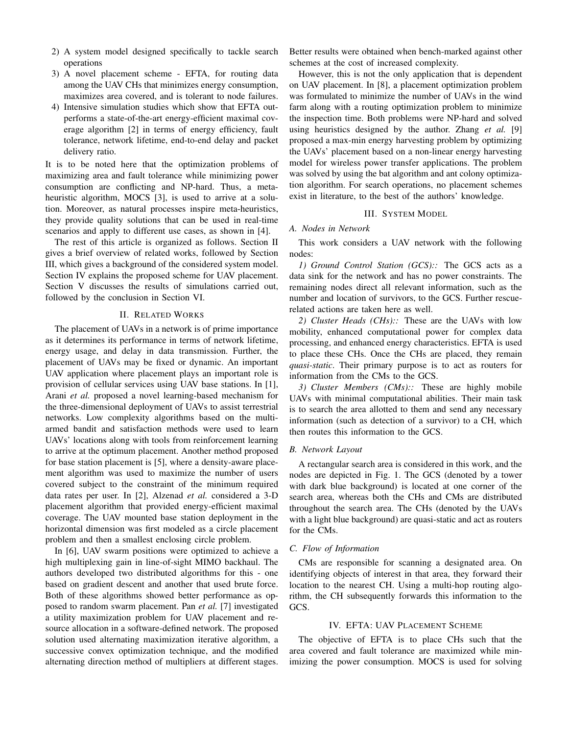2) A system model designed specifically to tackle search operations
3) A novel placement scheme - EFTA, for routing data among the UAV CHs that minimizes energy consumption, maximizes area covered, and is tolerant to node failures.
4) Intensive simulation studies which show that EFTA outperforms a state-of-the-art energy-efficient maximal coverage algorithm [2] in terms of energy efficiency, fault tolerance, network lifetime, end-to-end delay and packet delivery ratio.

It is to be noted here that the optimization problems of maximizing area and fault tolerance while minimizing power consumption are conflicting and NP-hard. Thus, a meta-heuristic algorithm, MOCS [3], is used to arrive at a solution. Moreover, as natural processes inspire meta-heuristics, they provide quality solutions that can be used in real-time scenarios and apply to different use cases, as shown in [4].

The rest of this article is organized as follows. Section II gives a brief overview of related works, followed by Section III, which gives a background of the considered system model. Section IV explains the proposed scheme for UAV placement. Section V discusses the results of simulations carried out, followed by the conclusion in Section VI.

## II. Related Works

The placement of UAVs in a network is of prime importance as it determines its performance in terms of network lifetime, energy usage, and delay in data transmission. Further, the placement of UAVs may be fixed or dynamic. An important UAV application where placement plays an important role is provision of cellular services using UAV base stations. In [1], Arani *et al.* proposed a novel learning-based mechanism for the three-dimensional deployment of UAVs to assist terrestrial networks. Low complexity algorithms based on the multi-armed bandit and satisfaction methods were used to learn UAVs' locations along with tools from reinforcement learning to arrive at the optimum placement. Another method proposed for base station placement is [5], where a density-aware placement algorithm was used to maximize the number of users covered subject to the constraint of the minimum required data rates per user. In [2], Alzenad *et al.* considered a 3-D placement algorithm that provided energy-efficient maximal coverage. The UAV mounted base station deployment in the horizontal dimension was first modeled as a circle placement problem and then a smallest enclosing circle problem.

In [6], UAV swarm positions were optimized to achieve a high multiplexing gain in line-of-sight MIMO backhaul. The authors developed two distributed algorithms for this - one based on gradient descent and another that used brute force. Both of these algorithms showed better performance as opposed to random swarm placement. Pan *et al.* [7] investigated a utility maximization problem for UAV placement and resource allocation in a software-defined network. The proposed solution used alternating maximization iterative algorithm, a successive convex optimization technique, and the modified alternating direction method of multipliers at different stages. Better results were obtained when bench-marked against other schemes at the cost of increased complexity.

However, this is not the only application that is dependent on UAV placement. In [8], a placement optimization problem was formulated to minimize the number of UAVs in the wind farm along with a routing optimization problem to minimize the inspection time. Both problems were NP-hard and solved using heuristics designed by the author. Zhang *et al.* [9] proposed a max-min energy harvesting problem by optimizing the UAVs' placement based on a non-linear energy harvesting model for wireless power transfer applications. The problem was solved by using the bat algorithm and ant colony optimization algorithm. For search operations, no placement schemes exist in literature, to the best of the authors' knowledge.

## III. System Model

### A. Nodes in Network

This work considers a UAV network with the following nodes:

*1) Ground Control Station (GCS)::* The GCS acts as a data sink for the network and has no power constraints. The remaining nodes direct all relevant information, such as the number and location of survivors, to the GCS. Further rescue-related actions are taken here as well.

*2) Cluster Heads (CHs)::* These are the UAVs with low mobility, enhanced computational power for complex data processing, and enhanced energy characteristics. EFTA is used to place these CHs. Once the CHs are placed, they remain *quasi-static*. Their primary purpose is to act as routers for information from the CMs to the GCS.

*3) Cluster Members (CMs)::* These are highly mobile UAVs with minimal computational abilities. Their main task is to search the area allotted to them and send any necessary information (such as detection of a survivor) to a CH, which then routes this information to the GCS.

### B. Network Layout

A rectangular search area is considered in this work, and the nodes are depicted in Fig. 1. The GCS (denoted by a tower with dark blue background) is located at one corner of the search area, whereas both the CHs and CMs are distributed throughout the search area. The CHs (denoted by the UAVs with a light blue background) are quasi-static and act as routers for the CMs.

### C. Flow of Information

CMs are responsible for scanning a designated area. On identifying objects of interest in that area, they forward their location to the nearest CH. Using a multi-hop routing algorithm, the CH subsequently forwards this information to the GCS.

## IV. EFTA: UAV Placement Scheme

The objective of EFTA is to place CHs such that the area covered and fault tolerance are maximized while minimizing the power consumption. MOCS is used for solving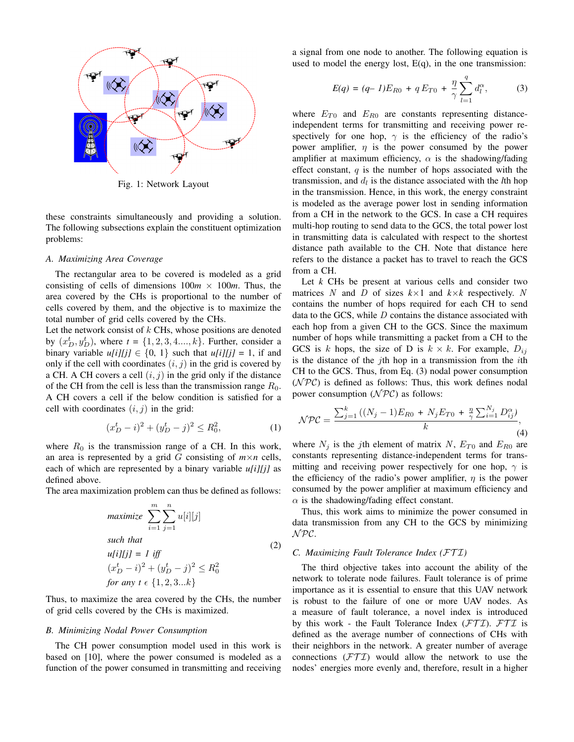Fig. 1: Network Layout

these constraints simultaneously and providing a solution. The following subsections explain the constituent optimization problems:

### A. Maximizing Area Coverage

The rectangular area to be covered is modeled as a grid consisting of cells of dimensions $100m \times 100m$. Thus, the area covered by the CHs is proportional to the number of cells covered by them, and the objective is to maximize the total number of grid cells covered by the CHs.

Let the network consist of $k$ CHs, whose positions are denoted by $(x_D^t, y_D^t)$, where $t = \{1, 2, 3, 4...., k\}$. Further, consider a binary variable *u[i][j]* $\in$ {0, 1} such that *u[i][j]* = 1, if and only if the cell with coordinates $(i, j)$ in the grid is covered by a CH. A CH covers a cell $(i, j)$ in the grid only if the distance of the CH from the cell is less than the transmission range $R_0$. A CH covers a cell if the below condition is satisfied for a cell with coordinates $(i, j)$ in the grid:

$$(x_D^t - i)^2 + (y_D^t - j)^2 \leq R_0^2, \tag{1}$$

where $R_0$ is the transmission range of a CH. In this work, an area is represented by a grid $G$ consisting of $m \times n$ cells, each of which are represented by a binary variable *u[i][j]* as defined above.

The area maximization problem can thus be defined as follows:

$$\begin{aligned}
&\textit{maximize} \ \sum_{i=1}^{m}\sum_{j=1}^{n} u[i][j] \\
&\textit{such that} \\
&u[i][j] = 1 \ \textit{iff} \\
&(x_D^t - i)^2 + (y_D^t - j)^2 \leq R_0^2 \\
&\textit{for any } t \in \{1, 2, 3...k\}
\end{aligned} \tag{2}$$

Thus, to maximize the area covered by the CHs, the number of grid cells covered by the CHs is maximized.

### B. Minimizing Nodal Power Consumption

The CH power consumption model used in this work is based on [10], where the power consumed is modeled as a function of the power consumed in transmitting and receiving a signal from one node to another. The following equation is used to model the energy lost, E(q), in the one transmission:

$$E(q) = (q-1)E_{R0} + q\,E_{T0} + \frac{\eta}{\gamma}\sum_{l=1}^{q} d_l^{\alpha}, \tag{3}$$

where $E_{T0}$ and $E_{R0}$ are constants representing distance-independent terms for transmitting and receiving power respectively for one hop, $\gamma$ is the efficiency of the radio's power amplifier, $\eta$ is the power consumed by the power amplifier at maximum efficiency, $\alpha$ is the shadowing/fading effect constant, $q$ is the number of hops associated with the transmission, and $d_l$ is the distance associated with the $l$th hop in the transmission. Hence, in this work, the energy constraint is modeled as the average power lost in sending information from a CH in the network to the GCS. In case a CH requires multi-hop routing to send data to the GCS, the total power lost in transmitting data is calculated with respect to the shortest distance path available to the CH. Note that distance here refers to the distance a packet has to travel to reach the GCS from a CH.

Let $k$ CHs be present at various cells and consider two matrices $N$ and $D$ of sizes $k\times1$ and $k\times k$ respectively. $N$ contains the number of hops required for each CH to send data to the GCS, while $D$ contains the distance associated with each hop from a given CH to the GCS. Since the maximum number of hops while transmitting a packet from a CH to the GCS is $k$ hops, the size of D is $k \times k$. For example, $D_{ij}$ is the distance of the $j$th hop in a transmission from the $i$th CH to the GCS. Thus, from Eq. (3) nodal power consumption ($\mathcal{NPC}$) is defined as follows: Thus, this work defines nodal power consumption ($\mathcal{NPC}$) as follows:

$$\mathcal{NPC} = \frac{\sum_{j=1}^{k}\left((N_j - 1)E_{R0} + N_j E_{T0} + \frac{\eta}{\gamma}\sum_{i=1}^{N_j} D_{ij}^{\alpha}\right)}{k}, \tag{4}$$

where $N_j$ is the $j$th element of matrix $N$, $E_{T0}$ and $E_{R0}$ are constants representing distance-independent terms for transmitting and receiving power respectively for one hop, $\gamma$ is the efficiency of the radio's power amplifier, $\eta$ is the power consumed by the power amplifier at maximum efficiency and $\alpha$ is the shadowing/fading effect constant.

Thus, this work aims to minimize the power consumed in data transmission from any CH to the GCS by minimizing $\mathcal{NPC}$.

### C. Maximizing Fault Tolerance Index ($\mathcal{FTI}$)

The third objective takes into account the ability of the network to tolerate node failures. Fault tolerance is of prime importance as it is essential to ensure that this UAV network is robust to the failure of one or more UAV nodes. As a measure of fault tolerance, a novel index is introduced by this work - the Fault Tolerance Index ($\mathcal{FTI}$). $\mathcal{FTI}$ is defined as the average number of connections of CHs with their neighbors in the network. A greater number of average connections ($\mathcal{FTI}$) would allow the network to use the nodes' energies more evenly and, therefore, result in a higher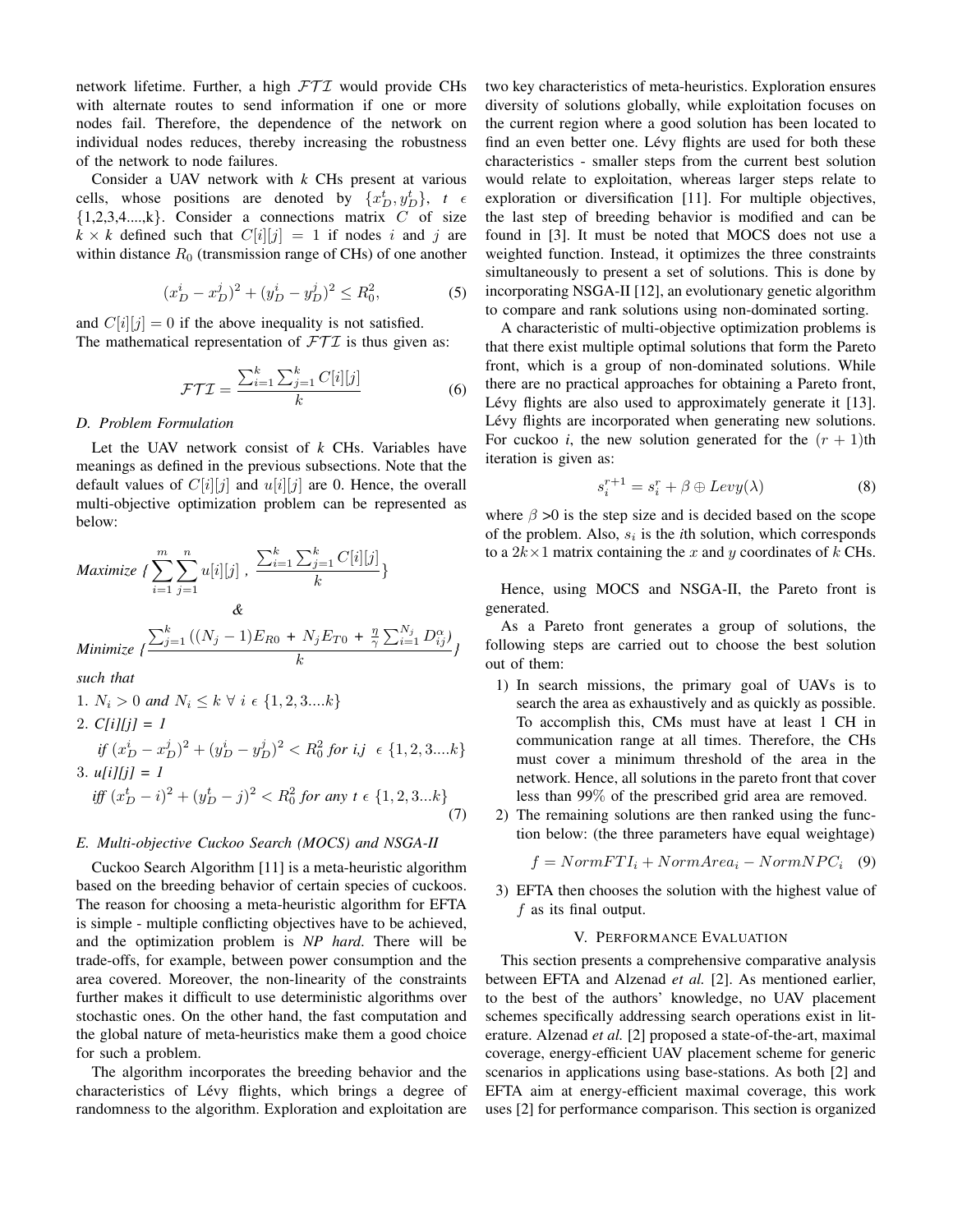network lifetime. Further, a high $\mathcal{FTI}$ would provide CHs with alternate routes to send information if one or more nodes fail. Therefore, the dependence of the network on individual nodes reduces, thereby increasing the robustness of the network to node failures.

Consider a UAV network with *k* CHs present at various cells, whose positions are denoted by $\{x_D^t, y_D^t\}$, $t \in \{1,2,3,4....,k\}$. Consider a connections matrix $C$ of size $k \times k$ defined such that $C[i][j] = 1$ if nodes $i$ and $j$ are within distance $R_0$ (transmission range of CHs) of one another

$$(x_D^i - x_D^j)^2 + (y_D^i - y_D^j)^2 \leq R_0^2, \tag{5}$$

and $C[i][j] = 0$ if the above inequality is not satisfied. The mathematical representation of $\mathcal{FTI}$ is thus given as:

$$\mathcal{FTI} = \frac{\sum_{i=1}^{k}\sum_{j=1}^{k} C[i][j]}{k} \tag{6}$$

### D. Problem Formulation

Let the UAV network consist of *k* CHs. Variables have meanings as defined in the previous subsections. Note that the default values of $C[i][j]$ and $u[i][j]$ are 0. Hence, the overall multi-objective optimization problem can be represented as below:

$$\textit{Maximize } \{\sum_{i=1}^{m}\sum_{j=1}^{n} u[i][j]\ ,\ \frac{\sum_{i=1}^{k}\sum_{j=1}^{k} C[i][j]}{k}\}$$

$$\&$$

$$\textit{Minimize } \{\frac{\sum_{j=1}^{k}((N_j - 1)E_{R0} + N_j E_{T0} + \frac{\eta}{\gamma}\sum_{i=1}^{N_j} D_{ij}^{\alpha})}{k}\}$$

*such that*

1. $N_i > 0$ *and* $N_i \leq k \ \forall \ i \in \{1, 2, 3....k\}$
2. *C[i][j] = 1*
   *if* $(x_D^i - x_D^j)^2 + (y_D^i - y_D^j)^2 < R_0^2$ *for i,j* $\in \{1, 2, 3....k\}$
3. *u[i][j] = 1*
   *iff* $(x_D^t - i)^2 + (y_D^t - j)^2 < R_0^2$ *for any* $t \in \{1, 2, 3...k\}$ (7)

### E. Multi-objective Cuckoo Search (MOCS) and NSGA-II

Cuckoo Search Algorithm [11] is a meta-heuristic algorithm based on the breeding behavior of certain species of cuckoos. The reason for choosing a meta-heuristic algorithm for EFTA is simple - multiple conflicting objectives have to be achieved, and the optimization problem is *NP hard*. There will be trade-offs, for example, between power consumption and the area covered. Moreover, the non-linearity of the constraints further makes it difficult to use deterministic algorithms over stochastic ones. On the other hand, the fast computation and the global nature of meta-heuristics make them a good choice for such a problem.

The algorithm incorporates the breeding behavior and the characteristics of Lévy flights, which brings a degree of randomness to the algorithm. Exploration and exploitation are two key characteristics of meta-heuristics. Exploration ensures diversity of solutions globally, while exploitation focuses on the current region where a good solution has been located to find an even better one. Lévy flights are used for both these characteristics - smaller steps from the current best solution would relate to exploitation, whereas larger steps relate to exploration or diversification [11]. For multiple objectives, the last step of breeding behavior is modified and can be found in [3]. It must be noted that MOCS does not use a weighted function. Instead, it optimizes the three constraints simultaneously to present a set of solutions. This is done by incorporating NSGA-II [12], an evolutionary genetic algorithm to compare and rank solutions using non-dominated sorting.

A characteristic of multi-objective optimization problems is that there exist multiple optimal solutions that form the Pareto front, which is a group of non-dominated solutions. While there are no practical approaches for obtaining a Pareto front, Lévy flights are also used to approximately generate it [13]. Lévy flights are incorporated when generating new solutions. For cuckoo *i*, the new solution generated for the $(r+1)$th iteration is given as:

$$s_i^{r+1} = s_i^r + \beta \oplus Levy(\lambda) \tag{8}$$

where $\beta > 0$ is the step size and is decided based on the scope of the problem. Also, $s_i$ is the *i*th solution, which corresponds to a $2k \times 1$ matrix containing the $x$ and $y$ coordinates of $k$ CHs.

Hence, using MOCS and NSGA-II, the Pareto front is generated.

As a Pareto front generates a group of solutions, the following steps are carried out to choose the best solution out of them:

1) In search missions, the primary goal of UAVs is to search the area as exhaustively and as quickly as possible. To accomplish this, CMs must have at least 1 CH in communication range at all times. Therefore, the CHs must cover a minimum threshold of the area in the network. Hence, all solutions in the pareto front that cover less than 99% of the prescribed grid area are removed.
2) The remaining solutions are then ranked using the function below: (the three parameters have equal weightage)

$$f = NormFTI_i + NormArea_i - NormNPC_i \tag{9}$$

3) EFTA then chooses the solution with the highest value of $f$ as its final output.

## V. Performance Evaluation

This section presents a comprehensive comparative analysis between EFTA and Alzenad *et al.* [2]. As mentioned earlier, to the best of the authors' knowledge, no UAV placement schemes specifically addressing search operations exist in literature. Alzenad *et al.* [2] proposed a state-of-the-art, maximal coverage, energy-efficient UAV placement scheme for generic scenarios in applications using base-stations. As both [2] and EFTA aim at energy-efficient maximal coverage, this work uses [2] for performance comparison. This section is organized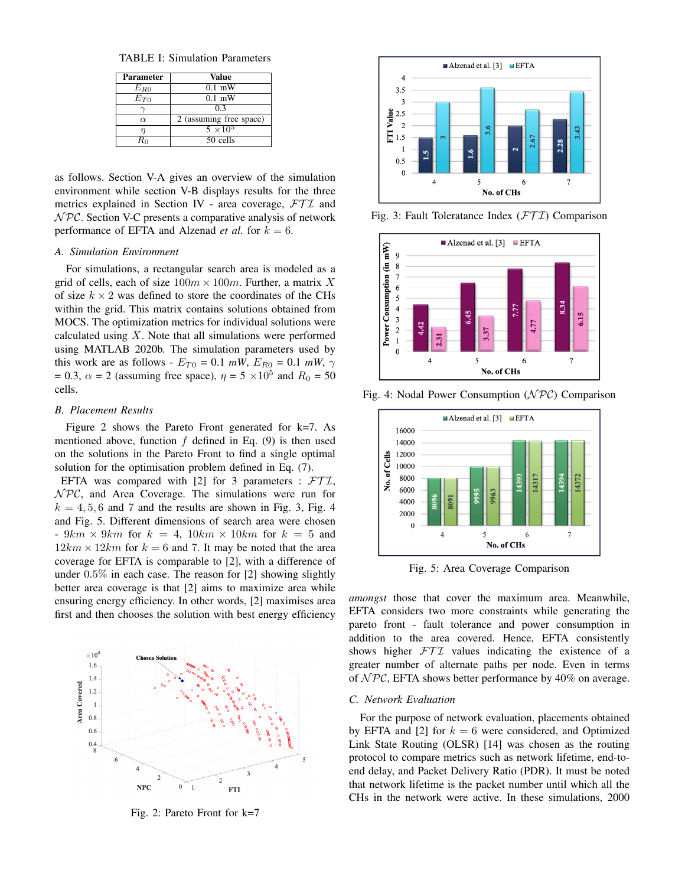TABLE I: Simulation Parameters

| Parameter | Value |
|---|---|
| $E_{R0}$ | 0.1 mW |
| $E_{T0}$ | 0.1 mW |
| $\gamma$ | 0.3 |
| $\alpha$ | 2 (assuming free space) |
| $\eta$ | 5 $\times 10^5$ |
| $R_0$ | 50 cells |

as follows. Section V-A gives an overview of the simulation environment while section V-B displays results for the three metrics explained in Section IV - area coverage, $\mathcal{FTI}$ and $\mathcal{NPC}$. Section V-C presents a comparative analysis of network performance of EFTA and Alzenad *et al.* for $k = 6$.

### A. Simulation Environment

For simulations, a rectangular search area is modeled as a grid of cells, each of size $100m \times 100m$. Further, a matrix $X$ of size $k \times 2$ was defined to store the coordinates of the CHs within the grid. This matrix contains solutions obtained from MOCS. The optimization metrics for individual solutions were calculated using $X$. Note that all simulations were performed using MATLAB 2020b. The simulation parameters used by this work are as follows - $E_{T0}$ = 0.1 $mW$, $E_{R0}$ = 0.1 $mW$, $\gamma$ = 0.3, $\alpha$ = 2 (assuming free space), $\eta$ = 5 $\times 10^5$ and $R_0$ = 50 cells.

### B. Placement Results

Figure 2 shows the Pareto Front generated for k=7. As mentioned above, function $f$ defined in Eq. (9) is then used on the solutions in the Pareto Front to find a single optimal solution for the optimisation problem defined in Eq. (7).

EFTA was compared with [2] for 3 parameters : $\mathcal{FTI}$, $\mathcal{NPC}$, and Area Coverage. The simulations were run for $k = 4, 5, 6$ and 7 and the results are shown in Fig. 3, Fig. 4 and Fig. 5. Different dimensions of search area were chosen - $9km \times 9km$ for $k = 4$, $10km \times 10km$ for $k = 5$ and $12km \times 12km$ for $k = 6$ and 7. It may be noted that the area coverage for EFTA is comparable to [2], with a difference of under $0.5\%$ in each case. The reason for [2] showing slightly better area coverage is that [2] aims to maximize area while ensuring energy efficiency. In other words, [2] maximises area first and then chooses the solution with best energy efficiency

Fig. 2: Pareto Front for k=7

Fig. 3: Fault Toleratance Index ($\mathcal{FTI}$) Comparison

Fig. 4: Nodal Power Consumption ($\mathcal{NPC}$) Comparison

Fig. 5: Area Coverage Comparison

*amongst* those that cover the maximum area. Meanwhile, EFTA considers two more constraints while generating the pareto front - fault tolerance and power consumption in addition to the area covered. Hence, EFTA consistently shows higher $\mathcal{FTI}$ values indicating the existence of a greater number of alternate paths per node. Even in terms of $\mathcal{NPC}$, EFTA shows better performance by 40% on average.

### C. Network Evaluation

For the purpose of network evaluation, placements obtained by EFTA and [2] for $k = 6$ were considered, and Optimized Link State Routing (OLSR) [14] was chosen as the routing protocol to compare metrics such as network lifetime, end-to-end delay, and Packet Delivery Ratio (PDR). It must be noted that network lifetime is the packet number until which all the CHs in the network were active. In these simulations, 2000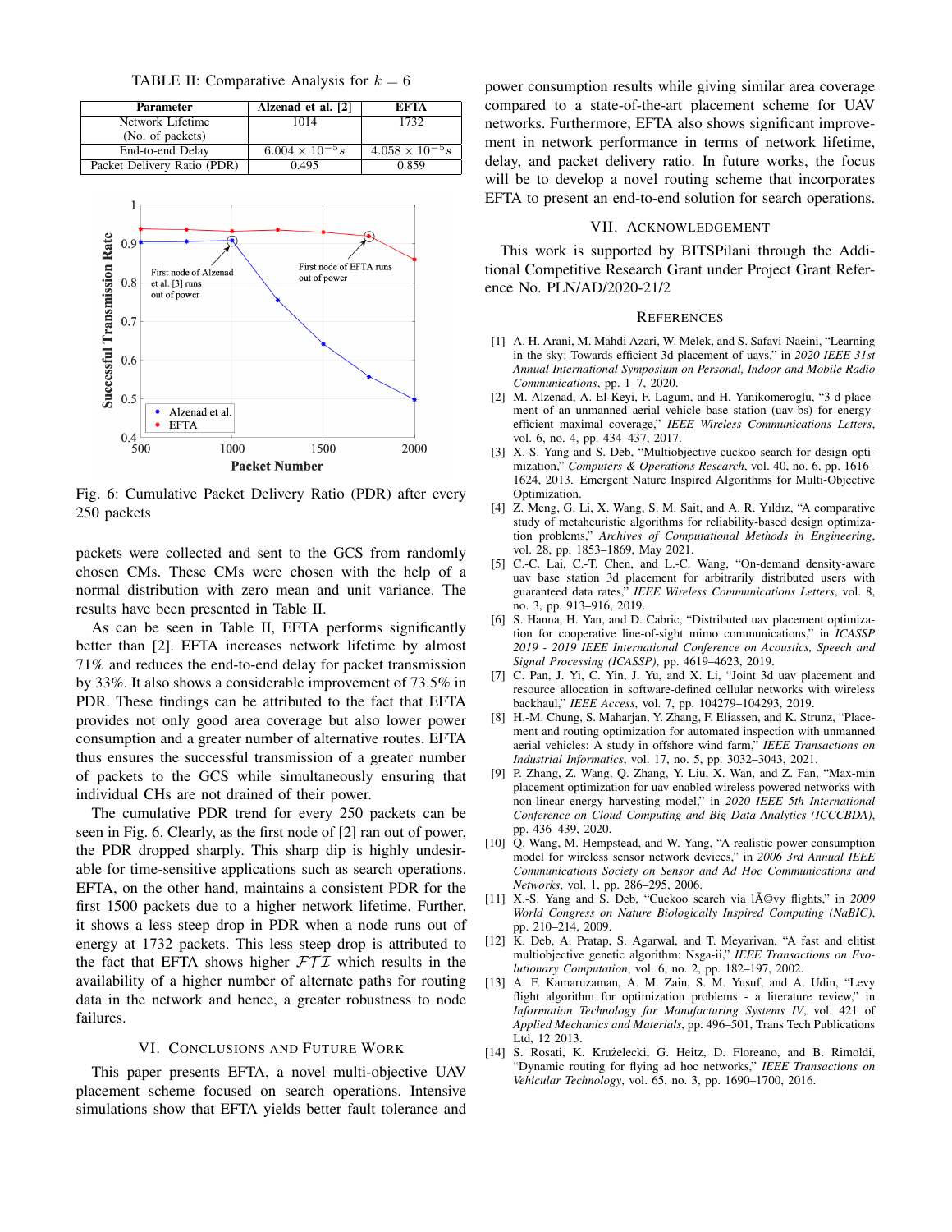TABLE II: Comparative Analysis for $k = 6$

| Parameter | Alzenad et al. [2] | EFTA |
| --- | --- | --- |
| Network Lifetime (No. of packets) | 1014 | 1732 |
| End-to-end Delay | $6.004 \times 10^{-5}s$ | $4.058 \times 10^{-5}s$ |
| Packet Delivery Ratio (PDR) | 0.495 | 0.859 |

Successful Transmission Rate

Packet Number

First node of Alzenad et al. [3] runs out of power

First node of EFTA runs out of power

Alzenad et al.

EFTA

Fig. 6: Cumulative Packet Delivery Ratio (PDR) after every 250 packets

packets were collected and sent to the GCS from randomly chosen CMs. These CMs were chosen with the help of a normal distribution with zero mean and unit variance. The results have been presented in Table II.

As can be seen in Table II, EFTA performs significantly better than [2]. EFTA increases network lifetime by almost 71% and reduces the end-to-end delay for packet transmission by 33%. It also shows a considerable improvement of 73.5% in PDR. These findings can be attributed to the fact that EFTA provides not only good area coverage but also lower power consumption and a greater number of alternative routes. EFTA thus ensures the successful transmission of a greater number of packets to the GCS while simultaneously ensuring that individual CHs are not drained of their power.

The cumulative PDR trend for every 250 packets can be seen in Fig. 6. Clearly, as the first node of [2] ran out of power, the PDR dropped sharply. This sharp dip is highly undesirable for time-sensitive applications such as search operations. EFTA, on the other hand, maintains a consistent PDR for the first 1500 packets due to a higher network lifetime. Further, it shows a less steep drop in PDR when a node runs out of energy at 1732 packets. This less steep drop is attributed to the fact that EFTA shows higher $\mathcal{FTI}$ which results in the availability of a higher number of alternate paths for routing data in the network and hence, a greater robustness to node failures.

## VI. Conclusions and Future Work

This paper presents EFTA, a novel multi-objective UAV placement scheme focused on search operations. Intensive simulations show that EFTA yields better fault tolerance and power consumption results while giving similar area coverage compared to a state-of-the-art placement scheme for UAV networks. Furthermore, EFTA also shows significant improvement in network performance in terms of network lifetime, delay, and packet delivery ratio. In future works, the focus will be to develop a novel routing scheme that incorporates EFTA to present an end-to-end solution for search operations.

## VII. Acknowledgement

This work is supported by BITSPilani through the Additional Competitive Research Grant under Project Grant Reference No. PLN/AD/2020-21/2

## References

[1] A. H. Arani, M. Mahdi Azari, W. Melek, and S. Safavi-Naeini, "Learning in the sky: Towards efficient 3d placement of uavs," in *2020 IEEE 31st Annual International Symposium on Personal, Indoor and Mobile Radio Communications*, pp. 1–7, 2020.

[2] M. Alzenad, A. El-Keyi, F. Lagum, and H. Yanikomeroglu, "3-d placement of an unmanned aerial vehicle base station (uav-bs) for energy-efficient maximal coverage," *IEEE Wireless Communications Letters*, vol. 6, no. 4, pp. 434–437, 2017.

[3] X.-S. Yang and S. Deb, "Multiobjective cuckoo search for design optimization," *Computers & Operations Research*, vol. 40, no. 6, pp. 1616–1624, 2013. Emergent Nature Inspired Algorithms for Multi-Objective Optimization.

[4] Z. Meng, G. Li, X. Wang, S. M. Sait, and A. R. Yıldız, "A comparative study of metaheuristic algorithms for reliability-based design optimization problems," *Archives of Computational Methods in Engineering*, vol. 28, pp. 1853–1869, May 2021.

[5] C.-C. Lai, C.-T. Chen, and L.-C. Wang, "On-demand density-aware uav base station 3d placement for arbitrarily distributed users with guaranteed data rates," *IEEE Wireless Communications Letters*, vol. 8, no. 3, pp. 913–916, 2019.

[6] S. Hanna, H. Yan, and D. Cabric, "Distributed uav placement optimization for cooperative line-of-sight mimo communications," in *ICASSP 2019 - 2019 IEEE International Conference on Acoustics, Speech and Signal Processing (ICASSP)*, pp. 4619–4623, 2019.

[7] C. Pan, J. Yi, C. Yin, J. Yu, and X. Li, "Joint 3d uav placement and resource allocation in software-defined cellular networks with wireless backhaul," *IEEE Access*, vol. 7, pp. 104279–104293, 2019.

[8] H.-M. Chung, S. Maharjan, Y. Zhang, F. Eliassen, and K. Strunz, "Placement and routing optimization for automated inspection with unmanned aerial vehicles: A study in offshore wind farm," *IEEE Transactions on Industrial Informatics*, vol. 17, no. 5, pp. 3032–3043, 2021.

[9] P. Zhang, Z. Wang, Q. Zhang, Y. Liu, X. Wan, and Z. Fan, "Max-min placement optimization for uav enabled wireless powered networks with non-linear energy harvesting model," in *2020 IEEE 5th International Conference on Cloud Computing and Big Data Analytics (ICCCBDA)*, pp. 436–439, 2020.

[10] Q. Wang, M. Hempstead, and W. Yang, "A realistic power consumption model for wireless sensor network devices," in *2006 3rd Annual IEEE Communications Society on Sensor and Ad Hoc Communications and Networks*, vol. 1, pp. 286–295, 2006.

[11] X.-S. Yang and S. Deb, "Cuckoo search via lÃ©vy flights," in *2009 World Congress on Nature Biologically Inspired Computing (NaBIC)*, pp. 210–214, 2009.

[12] K. Deb, A. Pratap, S. Agarwal, and T. Meyarivan, "A fast and elitist multiobjective genetic algorithm: Nsga-ii," *IEEE Transactions on Evolutionary Computation*, vol. 6, no. 2, pp. 182–197, 2002.

[13] A. F. Kamaruzaman, A. M. Zain, S. M. Yusuf, and A. Udin, "Levy flight algorithm for optimization problems - a literature review," in *Information Technology for Manufacturing Systems IV*, vol. 421 of *Applied Mechanics and Materials*, pp. 496–501, Trans Tech Publications Ltd, 12 2013.

[14] S. Rosati, K. Krużelecki, G. Heitz, D. Floreano, and B. Rimoldi, "Dynamic routing for flying ad hoc networks," *IEEE Transactions on Vehicular Technology*, vol. 65, no. 3, pp. 1690–1700, 2016.